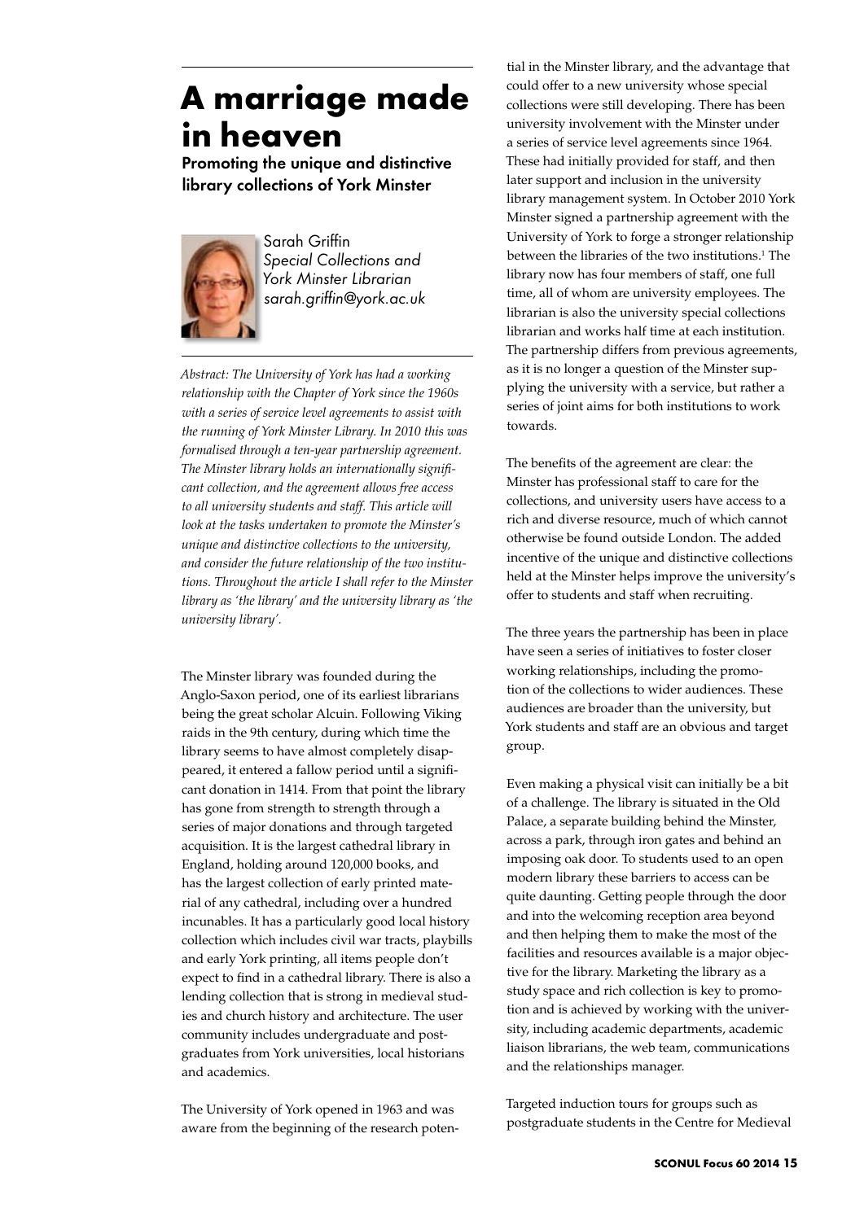# A marriage made in heaven

## Promoting the unique and distinctive library collections of York Minster

Sarah Griffin
*Special Collections and York Minster Librarian*
*sarah.griffin@york.ac.uk*

*Abstract: The University of York has had a working relationship with the Chapter of York since the 1960s with a series of service level agreements to assist with the running of York Minster Library. In 2010 this was formalised through a ten-year partnership agreement. The Minster library holds an internationally significant collection, and the agreement allows free access to all university students and staff. This article will look at the tasks undertaken to promote the Minster's unique and distinctive collections to the university, and consider the future relationship of the two institutions. Throughout the article I shall refer to the Minster library as 'the library' and the university library as 'the university library'.*

The Minster library was founded during the Anglo-Saxon period, one of its earliest librarians being the great scholar Alcuin. Following Viking raids in the 9th century, during which time the library seems to have almost completely disappeared, it entered a fallow period until a significant donation in 1414. From that point the library has gone from strength to strength through a series of major donations and through targeted acquisition. It is the largest cathedral library in England, holding around 120,000 books, and has the largest collection of early printed material of any cathedral, including over a hundred incunables. It has a particularly good local history collection which includes civil war tracts, playbills and early York printing, all items people don't expect to find in a cathedral library. There is also a lending collection that is strong in medieval studies and church history and architecture. The user community includes undergraduate and postgraduates from York universities, local historians and academics.

The University of York opened in 1963 and was aware from the beginning of the research potential in the Minster library, and the advantage that could offer to a new university whose special collections were still developing. There has been university involvement with the Minster under a series of service level agreements since 1964. These had initially provided for staff, and then later support and inclusion in the university library management system. In October 2010 York Minster signed a partnership agreement with the University of York to forge a stronger relationship between the libraries of the two institutions.[1] The library now has four members of staff, one full time, all of whom are university employees. The librarian is also the university special collections librarian and works half time at each institution. The partnership differs from previous agreements, as it is no longer a question of the Minster supplying the university with a service, but rather a series of joint aims for both institutions to work towards.

The benefits of the agreement are clear: the Minster has professional staff to care for the collections, and university users have access to a rich and diverse resource, much of which cannot otherwise be found outside London. The added incentive of the unique and distinctive collections held at the Minster helps improve the university's offer to students and staff when recruiting.

The three years the partnership has been in place have seen a series of initiatives to foster closer working relationships, including the promotion of the collections to wider audiences. These audiences are broader than the university, but York students and staff are an obvious and target group.

Even making a physical visit can initially be a bit of a challenge. The library is situated in the Old Palace, a separate building behind the Minster, across a park, through iron gates and behind an imposing oak door. To students used to an open modern library these barriers to access can be quite daunting. Getting people through the door and into the welcoming reception area beyond and then helping them to make the most of the facilities and resources available is a major objective for the library. Marketing the library as a study space and rich collection is key to promotion and is achieved by working with the university, including academic departments, academic liaison librarians, the web team, communications and the relationships manager.

Targeted induction tours for groups such as postgraduate students in the Centre for Medieval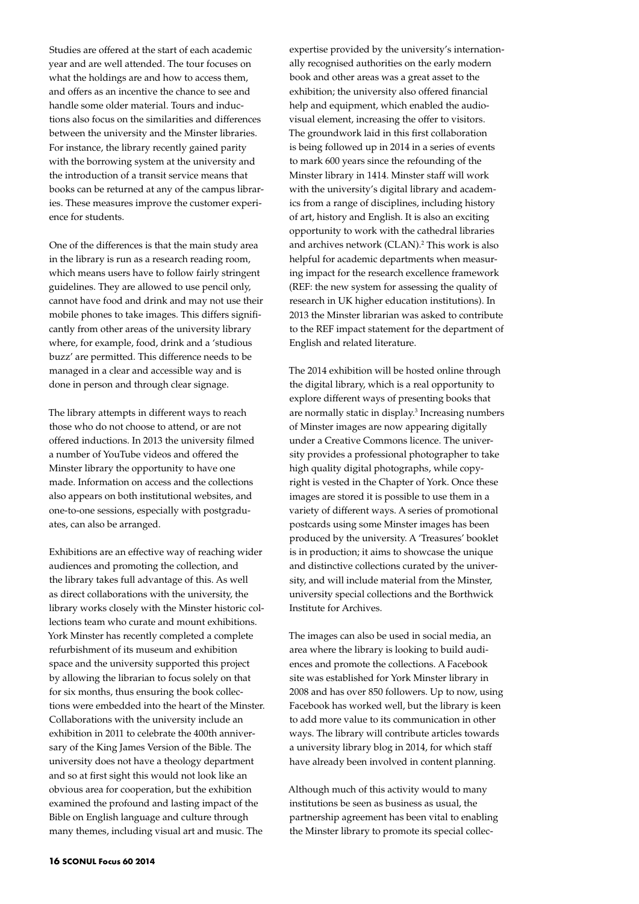Studies are offered at the start of each academic year and are well attended. The tour focuses on what the holdings are and how to access them, and offers as an incentive the chance to see and handle some older material. Tours and inductions also focus on the similarities and differences between the university and the Minster libraries. For instance, the library recently gained parity with the borrowing system at the university and the introduction of a transit service means that books can be returned at any of the campus libraries. These measures improve the customer experience for students.

One of the differences is that the main study area in the library is run as a research reading room, which means users have to follow fairly stringent guidelines. They are allowed to use pencil only, cannot have food and drink and may not use their mobile phones to take images. This differs significantly from other areas of the university library where, for example, food, drink and a 'studious buzz' are permitted. This difference needs to be managed in a clear and accessible way and is done in person and through clear signage.

The library attempts in different ways to reach those who do not choose to attend, or are not offered inductions. In 2013 the university filmed a number of YouTube videos and offered the Minster library the opportunity to have one made. Information on access and the collections also appears on both institutional websites, and one-to-one sessions, especially with postgraduates, can also be arranged.

Exhibitions are an effective way of reaching wider audiences and promoting the collection, and the library takes full advantage of this. As well as direct collaborations with the university, the library works closely with the Minster historic collections team who curate and mount exhibitions. York Minster has recently completed a complete refurbishment of its museum and exhibition space and the university supported this project by allowing the librarian to focus solely on that for six months, thus ensuring the book collections were embedded into the heart of the Minster. Collaborations with the university include an exhibition in 2011 to celebrate the 400th anniversary of the King James Version of the Bible. The university does not have a theology department and so at first sight this would not look like an obvious area for cooperation, but the exhibition examined the profound and lasting impact of the Bible on English language and culture through many themes, including visual art and music. The expertise provided by the university's internationally recognised authorities on the early modern book and other areas was a great asset to the exhibition; the university also offered financial help and equipment, which enabled the audio-visual element, increasing the offer to visitors. The groundwork laid in this first collaboration is being followed up in 2014 in a series of events to mark 600 years since the refounding of the Minster library in 1414. Minster staff will work with the university's digital library and academics from a range of disciplines, including history of art, history and English. It is also an exciting opportunity to work with the cathedral libraries and archives network (CLAN).[2] This work is also helpful for academic departments when measuring impact for the research excellence framework (REF: the new system for assessing the quality of research in UK higher education institutions). In 2013 the Minster librarian was asked to contribute to the REF impact statement for the department of English and related literature.

The 2014 exhibition will be hosted online through the digital library, which is a real opportunity to explore different ways of presenting books that are normally static in display.[3] Increasing numbers of Minster images are now appearing digitally under a Creative Commons licence. The university provides a professional photographer to take high quality digital photographs, while copyright is vested in the Chapter of York. Once these images are stored it is possible to use them in a variety of different ways. A series of promotional postcards using some Minster images has been produced by the university. A 'Treasures' booklet is in production; it aims to showcase the unique and distinctive collections curated by the university, and will include material from the Minster, university special collections and the Borthwick Institute for Archives.

The images can also be used in social media, an area where the library is looking to build audiences and promote the collections. A Facebook site was established for York Minster library in 2008 and has over 850 followers. Up to now, using Facebook has worked well, but the library is keen to add more value to its communication in other ways. The library will contribute articles towards a university library blog in 2014, for which staff have already been involved in content planning.

Although much of this activity would to many institutions be seen as business as usual, the partnership agreement has been vital to enabling the Minster library to promote its special collec-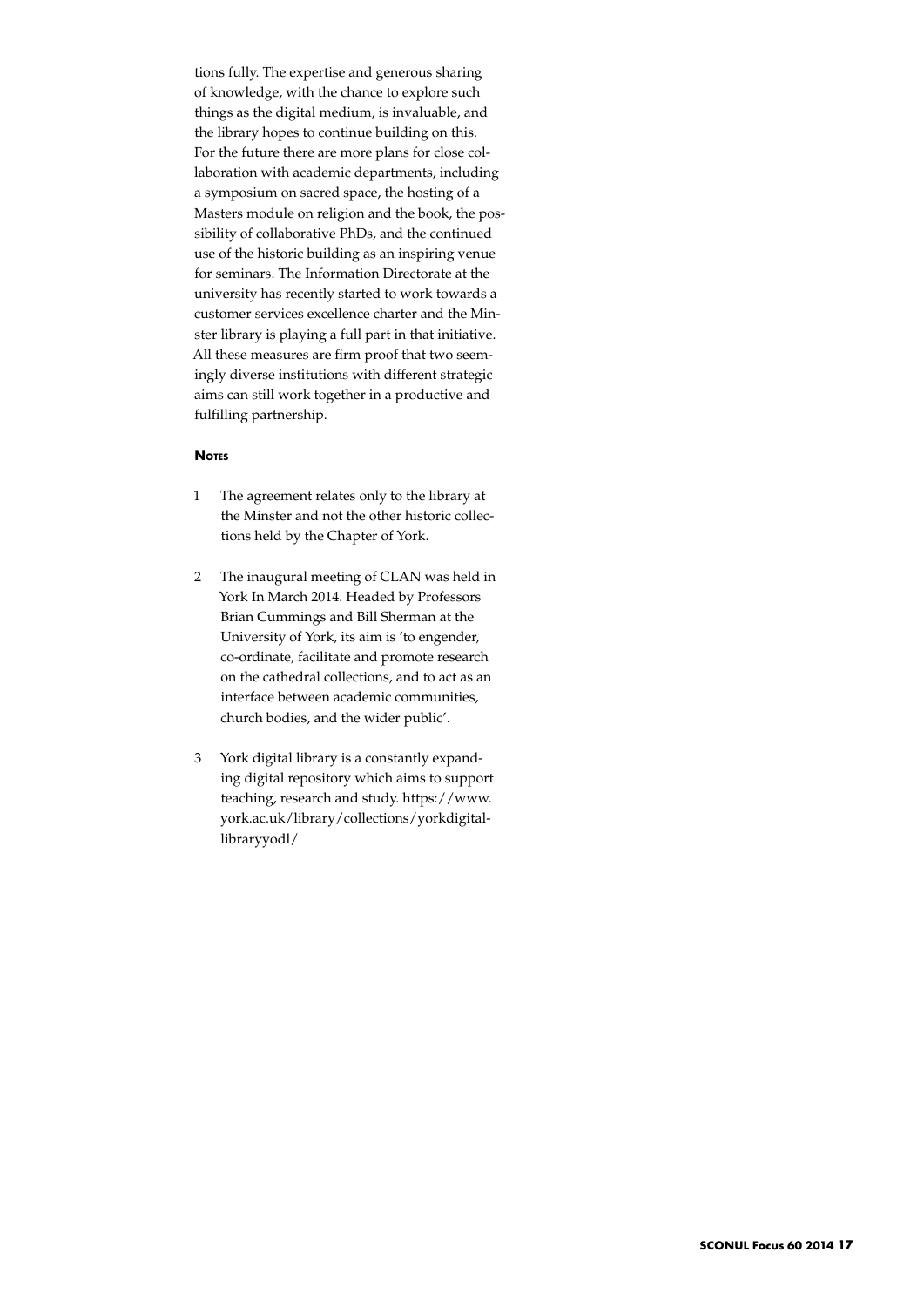tions fully. The expertise and generous sharing of knowledge, with the chance to explore such things as the digital medium, is invaluable, and the library hopes to continue building on this. For the future there are more plans for close collaboration with academic departments, including a symposium on sacred space, the hosting of a Masters module on religion and the book, the possibility of collaborative PhDs, and the continued use of the historic building as an inspiring venue for seminars. The Information Directorate at the university has recently started to work towards a customer services excellence charter and the Minster library is playing a full part in that initiative. All these measures are firm proof that two seemingly diverse institutions with different strategic aims can still work together in a productive and fulfilling partnership.

**Notes**

1. The agreement relates only to the library at the Minster and not the other historic collections held by the Chapter of York.

2. The inaugural meeting of CLAN was held in York In March 2014. Headed by Professors Brian Cummings and Bill Sherman at the University of York, its aim is 'to engender, co-ordinate, facilitate and promote research on the cathedral collections, and to act as an interface between academic communities, church bodies, and the wider public'.

3. York digital library is a constantly expanding digital repository which aims to support teaching, research and study. https://www.york.ac.uk/library/collections/yorkdigitallibraryyodl/